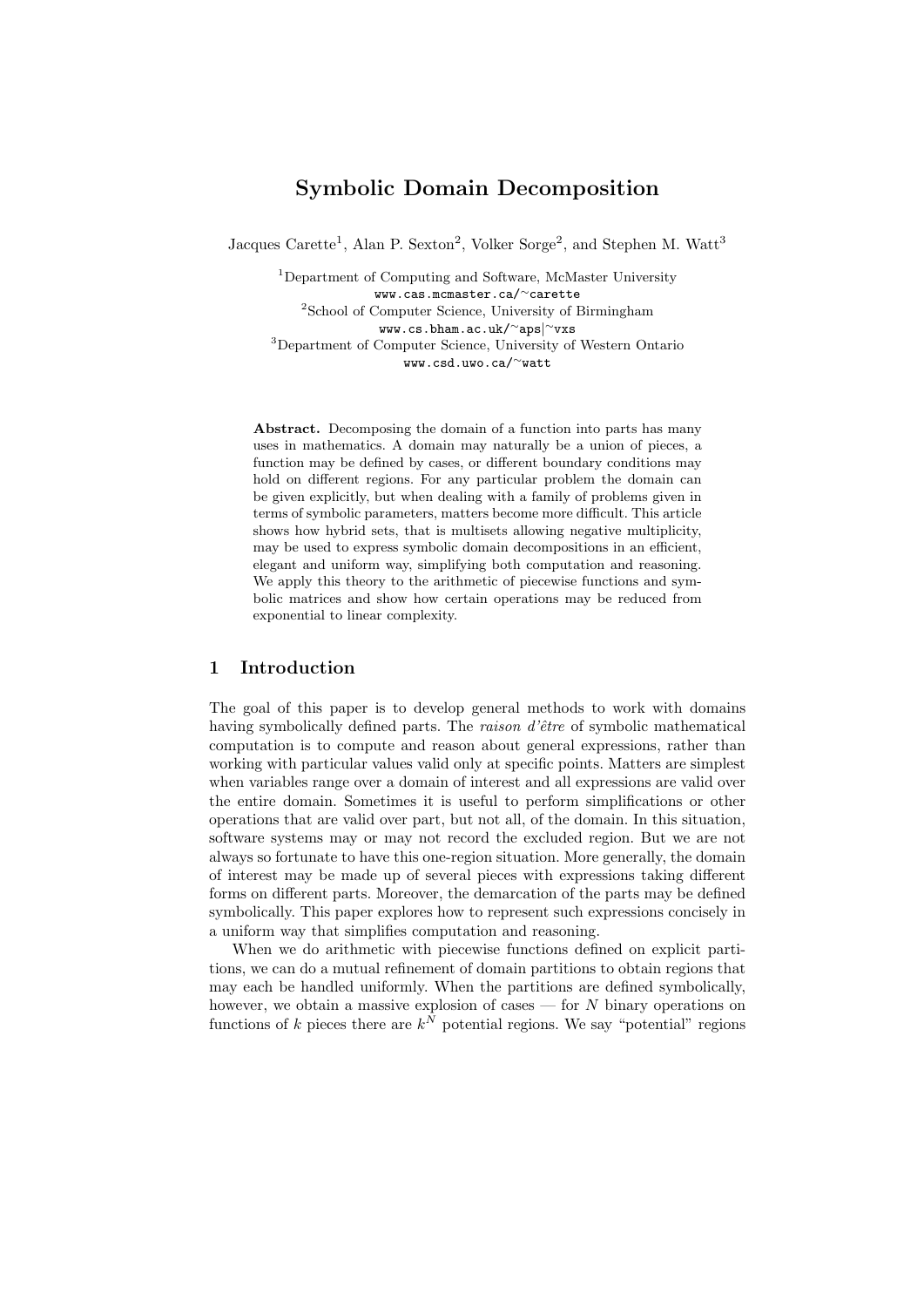# Symbolic Domain Decomposition

Jacques Carette[1], Alan P. Sexton[2], Volker Sorge[2], and Stephen M. Watt[3]

[1]Department of Computing and Software, McMaster University
www.cas.mcmaster.ca/~carette

[2]School of Computer Science, University of Birmingham
www.cs.bham.ac.uk/~aps|~vxs

[3]Department of Computer Science, University of Western Ontario
www.csd.uwo.ca/~watt

**Abstract.** Decomposing the domain of a function into parts has many uses in mathematics. A domain may naturally be a union of pieces, a function may be defined by cases, or different boundary conditions may hold on different regions. For any particular problem the domain can be given explicitly, but when dealing with a family of problems given in terms of symbolic parameters, matters become more difficult. This article shows how hybrid sets, that is multisets allowing negative multiplicity, may be used to express symbolic domain decompositions in an efficient, elegant and uniform way, simplifying both computation and reasoning. We apply this theory to the arithmetic of piecewise functions and symbolic matrices and show how certain operations may be reduced from exponential to linear complexity.

## 1 Introduction

The goal of this paper is to develop general methods to work with domains having symbolically defined parts. The *raison d'être* of symbolic mathematical computation is to compute and reason about general expressions, rather than working with particular values valid only at specific points. Matters are simplest when variables range over a domain of interest and all expressions are valid over the entire domain. Sometimes it is useful to perform simplifications or other operations that are valid over part, but not all, of the domain. In this situation, software systems may or may not record the excluded region. But we are not always so fortunate to have this one-region situation. More generally, the domain of interest may be made up of several pieces with expressions taking different forms on different parts. Moreover, the demarcation of the parts may be defined symbolically. This paper explores how to represent such expressions concisely in a uniform way that simplifies computation and reasoning.

When we do arithmetic with piecewise functions defined on explicit partitions, we can do a mutual refinement of domain partitions to obtain regions that may each be handled uniformly. When the partitions are defined symbolically, however, we obtain a massive explosion of cases — for $N$ binary operations on functions of $k$ pieces there are $k^N$ potential regions. We say "potential" regions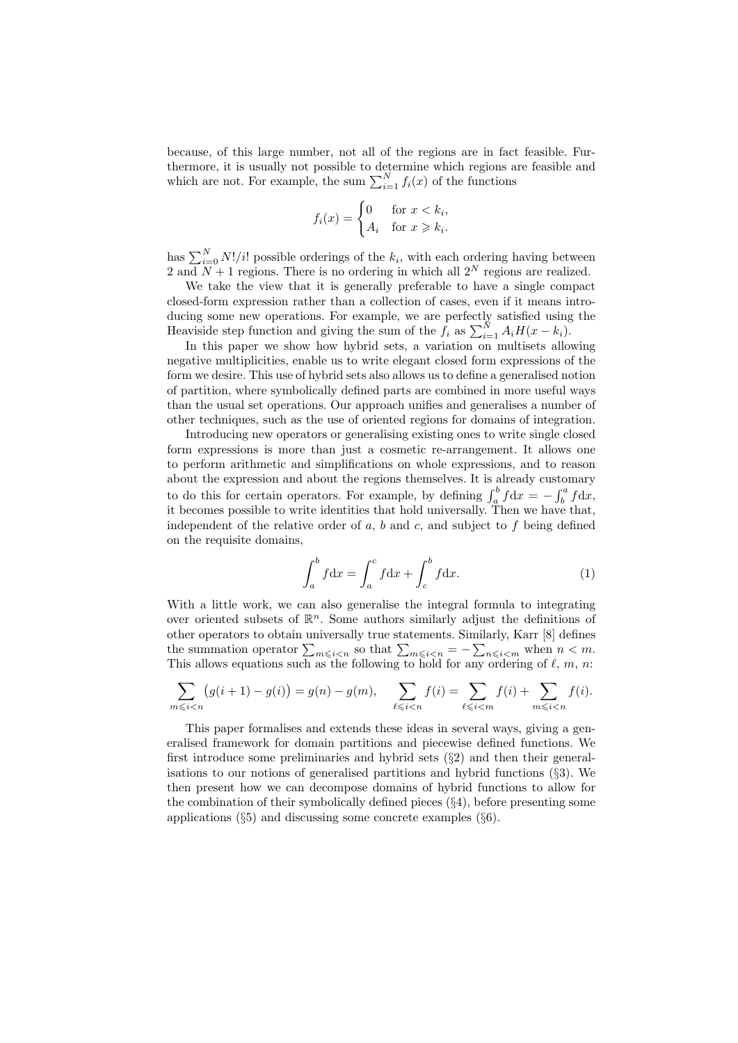because, of this large number, not all of the regions are in fact feasible. Furthermore, it is usually not possible to determine which regions are feasible and which are not. For example, the sum $\sum_{i=1}^{N} f_i(x)$ of the functions

$$f_i(x) = \begin{cases} 0 & \text{for } x < k_i, \\ A_i & \text{for } x \geqslant k_i. \end{cases}$$

has $\sum_{i=0}^{N} N!/i!$ possible orderings of the $k_i$, with each ordering having between 2 and $N+1$ regions. There is no ordering in which all $2^N$ regions are realized.

We take the view that it is generally preferable to have a single compact closed-form expression rather than a collection of cases, even if it means introducing some new operations. For example, we are perfectly satisfied using the Heaviside step function and giving the sum of the $f_i$ as $\sum_{i=1}^{N} A_i H(x - k_i)$.

In this paper we show how hybrid sets, a variation on multisets allowing negative multiplicities, enable us to write elegant closed form expressions of the form we desire. This use of hybrid sets also allows us to define a generalised notion of partition, where symbolically defined parts are combined in more useful ways than the usual set operations. Our approach unifies and generalises a number of other techniques, such as the use of oriented regions for domains of integration.

Introducing new operators or generalising existing ones to write single closed form expressions is more than just a cosmetic re-arrangement. It allows one to perform arithmetic and simplifications on whole expressions, and to reason about the expression and about the regions themselves. It is already customary to do this for certain operators. For example, by defining $\int_a^b f \mathrm{d}x = -\int_b^a f \mathrm{d}x$, it becomes possible to write identities that hold universally. Then we have that, independent of the relative order of $a$, $b$ and $c$, and subject to $f$ being defined on the requisite domains,

$$\int_a^b f \mathrm{d}x = \int_a^c f \mathrm{d}x + \int_c^b f \mathrm{d}x. \tag{1}$$

With a little work, we can also generalise the integral formula to integrating over oriented subsets of $\mathbb{R}^n$. Some authors similarly adjust the definitions of other operators to obtain universally true statements. Similarly, Karr [8] defines the summation operator $\sum_{m \leqslant i < n}$ so that $\sum_{m \leqslant i < n} = -\sum_{n \leqslant i < m}$ when $n < m$. This allows equations such as the following to hold for any ordering of $\ell$, $m$, $n$:

$$\sum_{m \leqslant i < n} \big(g(i+1) - g(i)\big) = g(n) - g(m), \qquad \sum_{\ell \leqslant i < n} f(i) = \sum_{\ell \leqslant i < m} f(i) + \sum_{m \leqslant i < n} f(i).$$

This paper formalises and extends these ideas in several ways, giving a generalised framework for domain partitions and piecewise defined functions. We first introduce some preliminaries and hybrid sets (§2) and then their generalisations to our notions of generalised partitions and hybrid functions (§3). We then present how we can decompose domains of hybrid functions to allow for the combination of their symbolically defined pieces (§4), before presenting some applications (§5) and discussing some concrete examples (§6).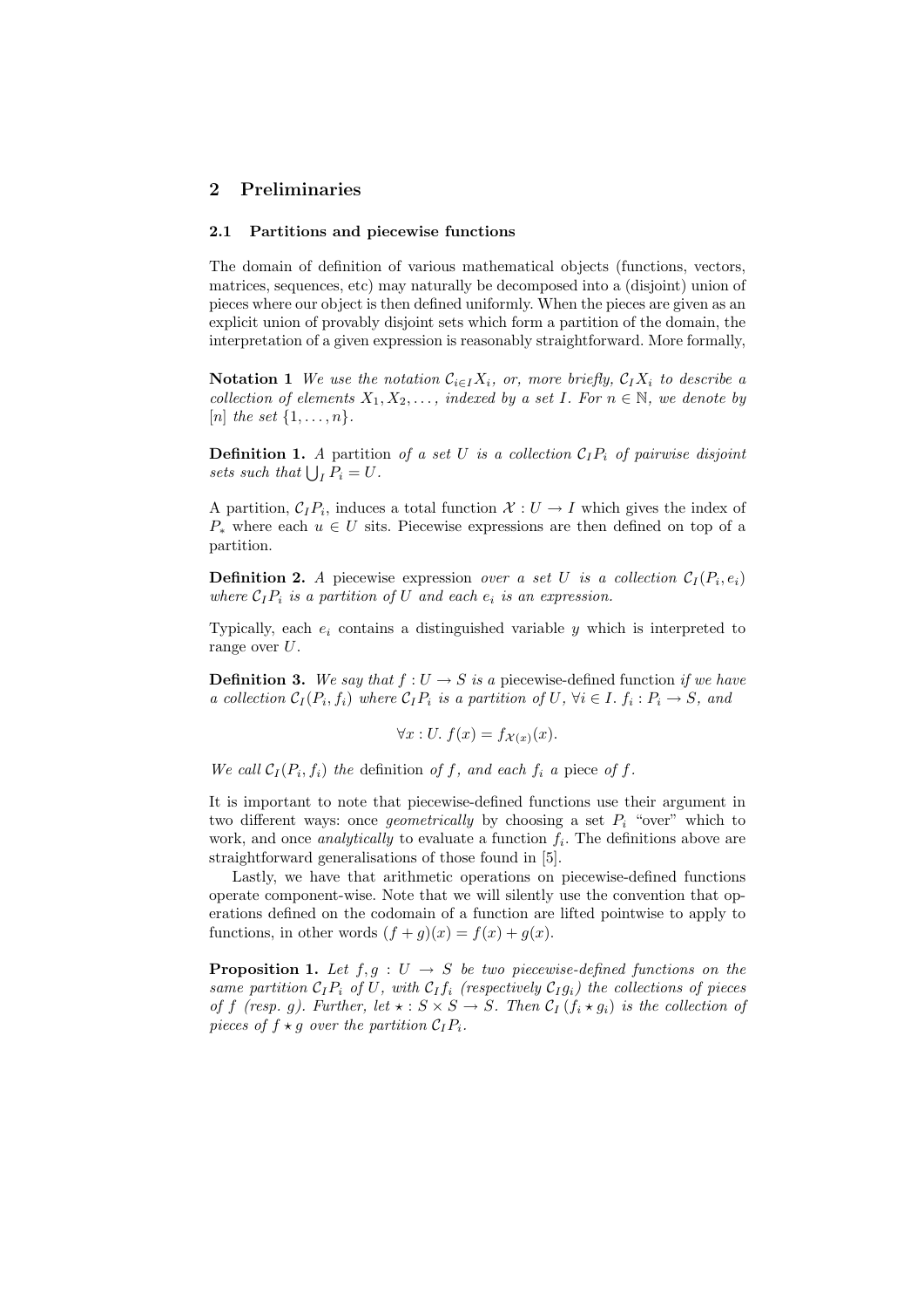## 2 Preliminaries

### 2.1 Partitions and piecewise functions

The domain of definition of various mathematical objects (functions, vectors, matrices, sequences, etc) may naturally be decomposed into a (disjoint) union of pieces where our object is then defined uniformly. When the pieces are given as an explicit union of provably disjoint sets which form a partition of the domain, the interpretation of a given expression is reasonably straightforward. More formally,

**Notation 1** *We use the notation $\mathcal{C}_{i \in I} X_i$, or, more briefly, $\mathcal{C}_I X_i$ to describe a collection of elements $X_1, X_2, \ldots$, indexed by a set $I$. For $n \in \mathbb{N}$, we denote by $[n]$ the set $\{1, \ldots, n\}$.*

**Definition 1.** *A* partition *of a set $U$ is a collection $\mathcal{C}_I P_i$ of pairwise disjoint sets such that $\bigcup_I P_i = U$.*

A partition, $\mathcal{C}_I P_i$, induces a total function $\mathcal{X} : U \to I$ which gives the index of $P_*$ where each $u \in U$ sits. Piecewise expressions are then defined on top of a partition.

**Definition 2.** *A* piecewise expression *over a set $U$ is a collection $\mathcal{C}_I(P_i, e_i)$ where $\mathcal{C}_I P_i$ is a partition of $U$ and each $e_i$ is an expression.*

Typically, each $e_i$ contains a distinguished variable $y$ which is interpreted to range over $U$.

**Definition 3.** *We say that $f : U \to S$ is a* piecewise-defined function *if we have a collection $\mathcal{C}_I(P_i, f_i)$ where $\mathcal{C}_I P_i$ is a partition of $U$, $\forall i \in I.\ f_i : P_i \to S$, and*

$$\forall x : U.\ f(x) = f_{\mathcal{X}(x)}(x).$$

*We call $\mathcal{C}_I(P_i, f_i)$ the* definition *of $f$, and each $f_i$ a* piece *of $f$.*

It is important to note that piecewise-defined functions use their argument in two different ways: once *geometrically* by choosing a set $P_i$ "over" which to work, and once *analytically* to evaluate a function $f_i$. The definitions above are straightforward generalisations of those found in [5].

Lastly, we have that arithmetic operations on piecewise-defined functions operate component-wise. Note that we will silently use the convention that operations defined on the codomain of a function are lifted pointwise to apply to functions, in other words $(f + g)(x) = f(x) + g(x)$.

**Proposition 1.** *Let $f, g : U \to S$ be two piecewise-defined functions on the same partition $\mathcal{C}_I P_i$ of $U$, with $\mathcal{C}_I f_i$ (respectively $\mathcal{C}_I g_i$) the collections of pieces of $f$ (resp. $g$). Further, let $\star : S \times S \to S$. Then $\mathcal{C}_I (f_i \star g_i)$ is the collection of pieces of $f \star g$ over the partition $\mathcal{C}_I P_i$.*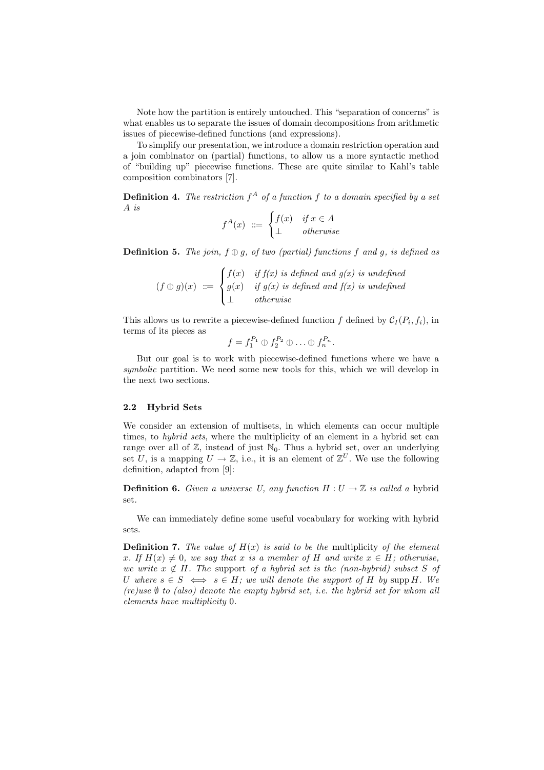Note how the partition is entirely untouched. This "separation of concerns" is what enables us to separate the issues of domain decompositions from arithmetic issues of piecewise-defined functions (and expressions).

To simplify our presentation, we introduce a domain restriction operation and a join combinator on (partial) functions, to allow us a more syntactic method of "building up" piecewise functions. These are quite similar to Kahl's table composition combinators [7].

**Definition 4.** *The restriction $f^A$ of a function $f$ to a domain specified by a set $A$ is*

$$f^A(x) \ ::= \begin{cases} f(x) & \text{if } x \in A \\ \bot & \text{otherwise} \end{cases}$$

**Definition 5.** *The join, $f \oplus g$, of two (partial) functions $f$ and $g$, is defined as*

$$(f \oplus g)(x) \ ::= \begin{cases} f(x) & \text{if } f(x) \text{ is defined and } g(x) \text{ is undefined} \\ g(x) & \text{if } g(x) \text{ is defined and } f(x) \text{ is undefined} \\ \bot & \text{otherwise} \end{cases}$$

This allows us to rewrite a piecewise-defined function $f$ defined by $\mathcal{C}_I(P_i, f_i)$, in terms of its pieces as

$$f = f_1^{P_1} \oplus f_2^{P_2} \oplus \ldots \oplus f_n^{P_n}.$$

But our goal is to work with piecewise-defined functions where we have a *symbolic* partition. We need some new tools for this, which we will develop in the next two sections.

### 2.2 Hybrid Sets

We consider an extension of multisets, in which elements can occur multiple times, to *hybrid sets*, where the multiplicity of an element in a hybrid set can range over all of $\mathbb{Z}$, instead of just $\mathbb{N}_0$. Thus a hybrid set, over an underlying set $U$, is a mapping $U \to \mathbb{Z}$, i.e., it is an element of $\mathbb{Z}^U$. We use the following definition, adapted from [9]:

**Definition 6.** *Given a universe $U$, any function $H : U \to \mathbb{Z}$ is called a* hybrid set.

We can immediately define some useful vocabulary for working with hybrid sets.

**Definition 7.** *The value of $H(x)$ is said to be the* multiplicity *of the element $x$. If $H(x) \neq 0$, we say that $x$ is a member of $H$ and write $x \in H$; otherwise, we write $x \notin H$. The* support *of a hybrid set is the (non-hybrid) subset $S$ of $U$ where $s \in S \iff s \in H$; we will denote the support of $H$ by $\operatorname{supp} H$. We (re)use $\emptyset$ to (also) denote the empty hybrid set, i.e. the hybrid set for whom all elements have multiplicity $0$.*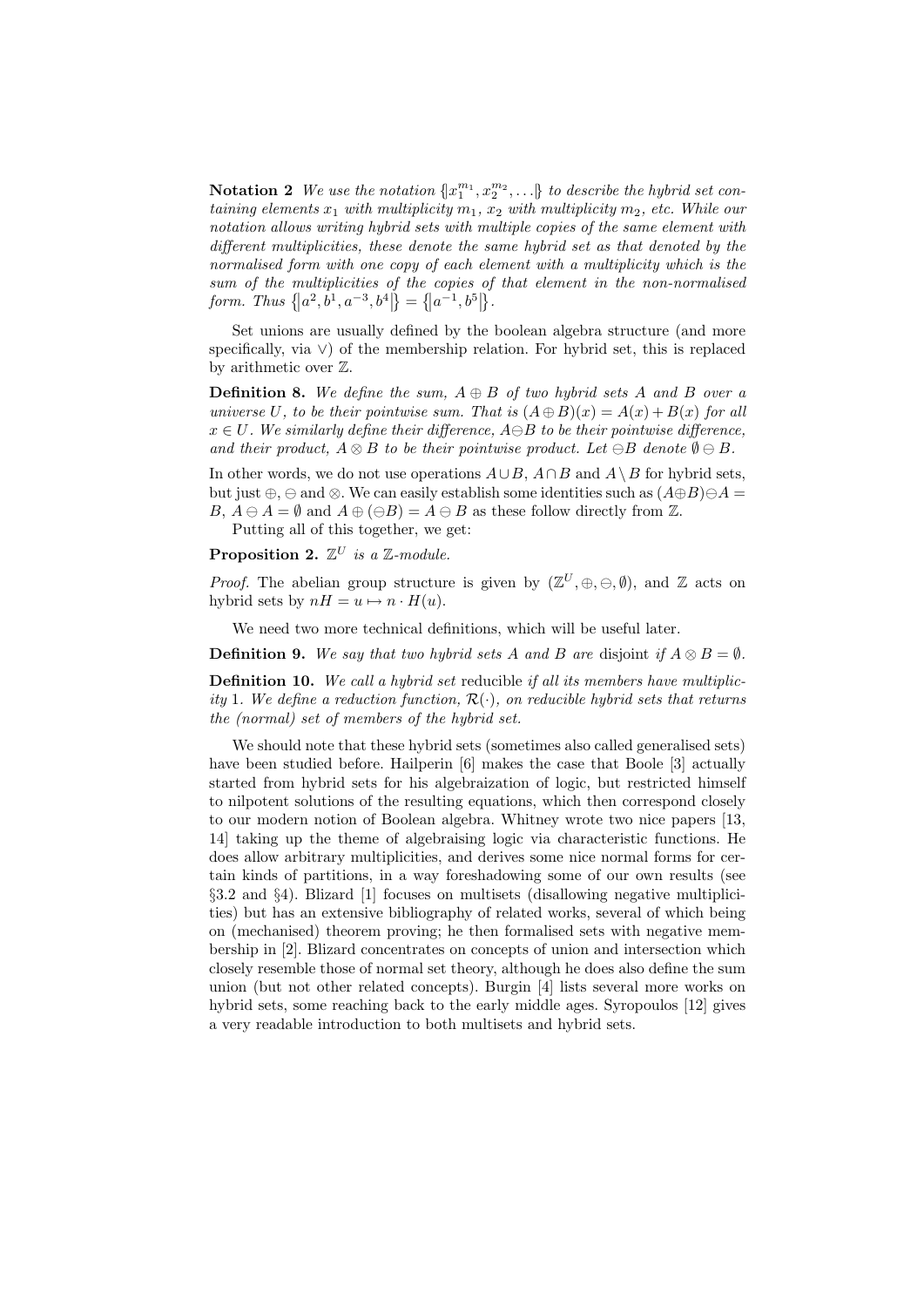**Notation 2** *We use the notation $\{\!\!|x_1^{m_1}, x_2^{m_2}, \ldots|\!\!\}$ to describe the hybrid set containing elements $x_1$ with multiplicity $m_1$, $x_2$ with multiplicity $m_2$, etc. While our notation allows writing hybrid sets with multiple copies of the same element with different multiplicities, these denote the same hybrid set as that denoted by the normalised form with one copy of each element with a multiplicity which is the sum of the multiplicities of the copies of that element in the non-normalised form. Thus $\{\!\!|a^2, b^1, a^{-3}, b^4|\!\!\} = \{\!\!|a^{-1}, b^5|\!\!\}$.*

Set unions are usually defined by the boolean algebra structure (and more specifically, via $\vee$) of the membership relation. For hybrid set, this is replaced by arithmetic over $\mathbb{Z}$.

**Definition 8.** *We define the sum, $A \oplus B$ of two hybrid sets $A$ and $B$ over a universe $U$, to be their pointwise sum. That is $(A \oplus B)(x) = A(x) + B(x)$ for all $x \in U$. We similarly define their difference, $A \ominus B$ to be their pointwise difference, and their product, $A \otimes B$ to be their pointwise product. Let $\ominus B$ denote $\emptyset \ominus B$.*

In other words, we do not use operations $A \cup B$, $A \cap B$ and $A \setminus B$ for hybrid sets, but just $\oplus$, $\ominus$ and $\otimes$. We can easily establish some identities such as $(A \oplus B) \ominus A = B$, $A \ominus A = \emptyset$ and $A \oplus (\ominus B) = A \ominus B$ as these follow directly from $\mathbb{Z}$.

Putting all of this together, we get:

**Proposition 2.** *$\mathbb{Z}^U$ is a $\mathbb{Z}$-module.*

*Proof.* The abelian group structure is given by $(\mathbb{Z}^U, \oplus, \ominus, \emptyset)$, and $\mathbb{Z}$ acts on hybrid sets by $nH = u \mapsto n \cdot H(u)$.

We need two more technical definitions, which will be useful later.

**Definition 9.** *We say that two hybrid sets $A$ and $B$ are* disjoint *if $A \otimes B = \emptyset$.*

**Definition 10.** *We call a hybrid set* reducible *if all its members have multiplicity 1. We define a reduction function, $\mathcal{R}(\cdot)$, on reducible hybrid sets that returns the (normal) set of members of the hybrid set.*

We should note that these hybrid sets (sometimes also called generalised sets) have been studied before. Hailperin [6] makes the case that Boole [3] actually started from hybrid sets for his algebraization of logic, but restricted himself to nilpotent solutions of the resulting equations, which then correspond closely to our modern notion of Boolean algebra. Whitney wrote two nice papers [13, 14] taking up the theme of algebraising logic via characteristic functions. He does allow arbitrary multiplicities, and derives some nice normal forms for certain kinds of partitions, in a way foreshadowing some of our own results (see §3.2 and §4). Blizard [1] focuses on multisets (disallowing negative multiplicities) but has an extensive bibliography of related works, several of which being on (mechanised) theorem proving; he then formalised sets with negative membership in [2]. Blizard concentrates on concepts of union and intersection which closely resemble those of normal set theory, although he does also define the sum union (but not other related concepts). Burgin [4] lists several more works on hybrid sets, some reaching back to the early middle ages. Syropoulos [12] gives a very readable introduction to both multisets and hybrid sets.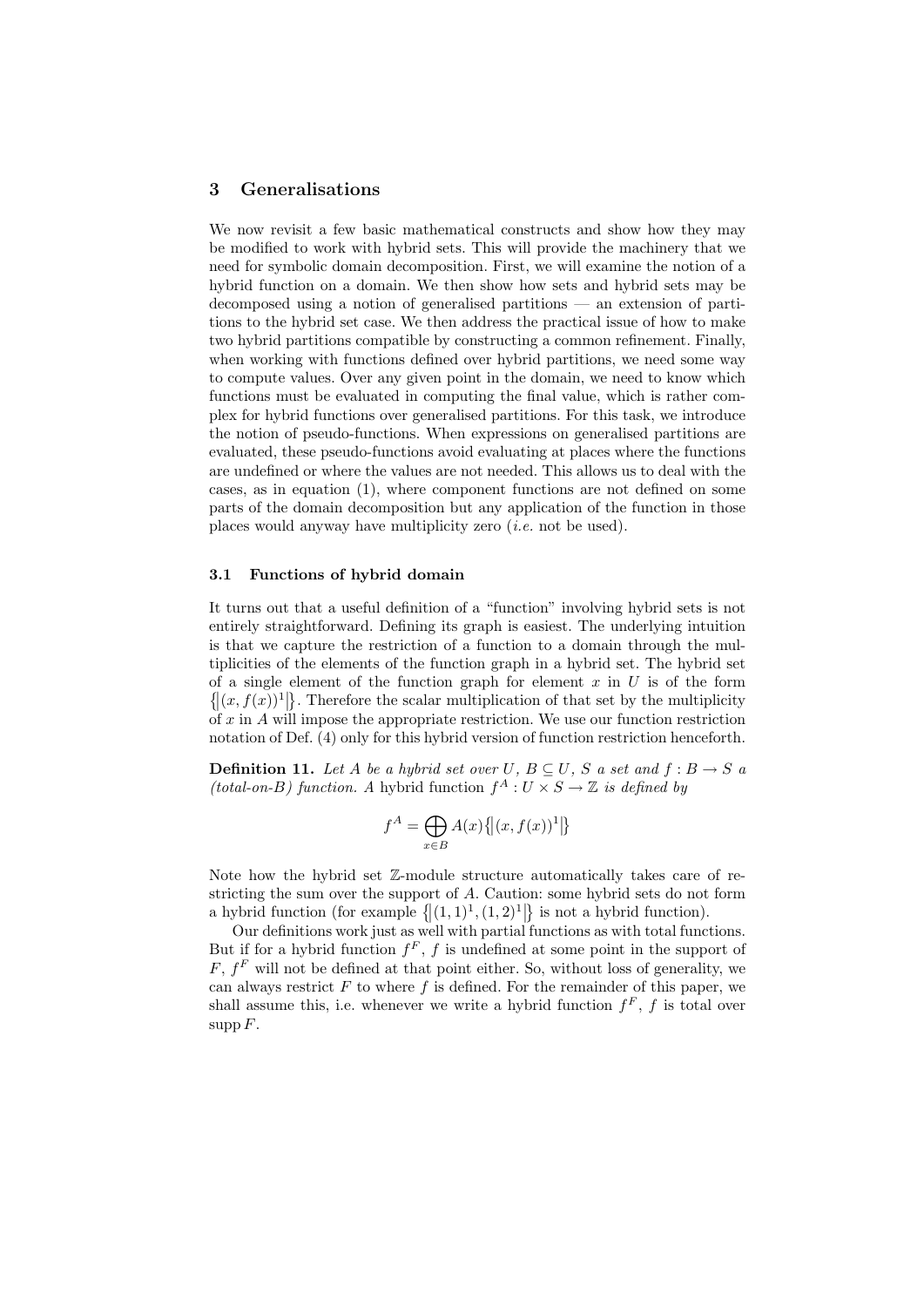## 3 Generalisations

We now revisit a few basic mathematical constructs and show how they may be modified to work with hybrid sets. This will provide the machinery that we need for symbolic domain decomposition. First, we will examine the notion of a hybrid function on a domain. We then show how sets and hybrid sets may be decomposed using a notion of generalised partitions — an extension of partitions to the hybrid set case. We then address the practical issue of how to make two hybrid partitions compatible by constructing a common refinement. Finally, when working with functions defined over hybrid partitions, we need some way to compute values. Over any given point in the domain, we need to know which functions must be evaluated in computing the final value, which is rather complex for hybrid functions over generalised partitions. For this task, we introduce the notion of pseudo-functions. When expressions on generalised partitions are evaluated, these pseudo-functions avoid evaluating at places where the functions are undefined or where the values are not needed. This allows us to deal with the cases, as in equation (1), where component functions are not defined on some parts of the domain decomposition but any application of the function in those places would anyway have multiplicity zero (*i.e.* not be used).

### 3.1 Functions of hybrid domain

It turns out that a useful definition of a "function" involving hybrid sets is not entirely straightforward. Defining its graph is easiest. The underlying intuition is that we capture the restriction of a function to a domain through the multiplicities of the elements of the function graph in a hybrid set. The hybrid set of a single element of the function graph for element $x$ in $U$ is of the form $\{\!|(x, f(x))^1|\!\}$. Therefore the scalar multiplication of that set by the multiplicity of $x$ in $A$ will impose the appropriate restriction. We use our function restriction notation of Def. (4) only for this hybrid version of function restriction henceforth.

**Definition 11.** *Let $A$ be a hybrid set over $U$, $B \subseteq U$, $S$ a set and $f : B \to S$ a (total-on-$B$) function. A* hybrid function *$f^A : U \times S \to \mathbb{Z}$ is defined by*

$$f^A = \bigoplus_{x \in B} A(x)\{\!|(x, f(x))^1|\!\}$$

Note how the hybrid set $\mathbb{Z}$-module structure automatically takes care of restricting the sum over the support of $A$. Caution: some hybrid sets do not form a hybrid function (for example $\{\!|(1,1)^1, (1,2)^1|\!\}$ is not a hybrid function).

Our definitions work just as well with partial functions as with total functions. But if for a hybrid function $f^F$, $f$ is undefined at some point in the support of $F$, $f^F$ will not be defined at that point either. So, without loss of generality, we can always restrict $F$ to where $f$ is defined. For the remainder of this paper, we shall assume this, i.e. whenever we write a hybrid function $f^F$, $f$ is total over $\operatorname{supp} F$.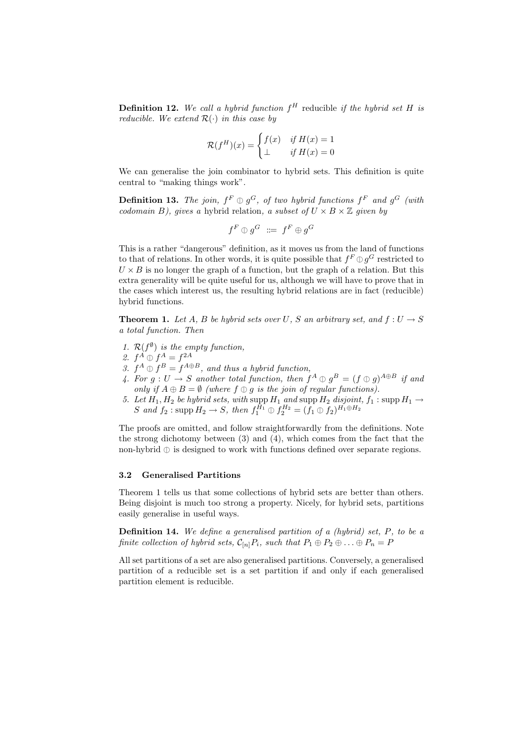**Definition 12.** *We call a hybrid function $f^H$* reducible *if the hybrid set $H$ is reducible. We extend $\mathcal{R}(\cdot)$ in this case by*

$$\mathcal{R}(f^H)(x) = \begin{cases} f(x) & \text{if } H(x) = 1 \\ \bot & \text{if } H(x) = 0 \end{cases}$$

We can generalise the join combinator to hybrid sets. This definition is quite central to "making things work".

**Definition 13.** *The join, $f^F \oplus g^G$, of two hybrid functions $f^F$ and $g^G$ (with codomain $B$), gives a* hybrid relation, *a subset of $U \times B \times \mathbb{Z}$ given by*

$$f^F \oplus g^G \ ::= \ f^F \oplus g^G$$

This is a rather "dangerous" definition, as it moves us from the land of functions to that of relations. In other words, it is quite possible that $f^F \oplus g^G$ restricted to $U \times B$ is no longer the graph of a function, but the graph of a relation. But this extra generality will be quite useful for us, although we will have to prove that in the cases which interest us, the resulting hybrid relations are in fact (reducible) hybrid functions.

**Theorem 1.** *Let $A$, $B$ be hybrid sets over $U$, $S$ an arbitrary set, and $f : U \to S$ a total function. Then*

1. *$\mathcal{R}(f^{\emptyset})$ is the empty function,*
2. *$f^A \oplus f^A = f^{2A}$*
3. *$f^A \oplus f^B = f^{A \oplus B}$, and thus a hybrid function,*
4. *For $g : U \to S$ another total function, then $f^A \oplus g^B = (f \oplus g)^{A \oplus B}$ if and only if $A \oplus B = \emptyset$ (where $f \oplus g$ is the join of regular functions).*
5. *Let $H_1, H_2$ be hybrid sets, with $\operatorname{supp} H_1$ and $\operatorname{supp} H_2$ disjoint, $f_1 : \operatorname{supp} H_1 \to S$ and $f_2 : \operatorname{supp} H_2 \to S$, then $f_1^{H_1} \oplus f_2^{H_2} = (f_1 \oplus f_2)^{H_1 \oplus H_2}$*

The proofs are omitted, and follow straightforwardly from the definitions. Note the strong dichotomy between (3) and (4), which comes from the fact that the non-hybrid $\oplus$ is designed to work with functions defined over separate regions.

### 3.2 Generalised Partitions

Theorem 1 tells us that some collections of hybrid sets are better than others. Being disjoint is much too strong a property. Nicely, for hybrid sets, partitions easily generalise in useful ways.

**Definition 14.** *We define a generalised partition of a (hybrid) set, $P$, to be a finite collection of hybrid sets, $\mathcal{C}_{[n]}P_i$, such that $P_1 \oplus P_2 \oplus \ldots \oplus P_n = P$*

All set partitions of a set are also generalised partitions. Conversely, a generalised partition of a reducible set is a set partition if and only if each generalised partition element is reducible.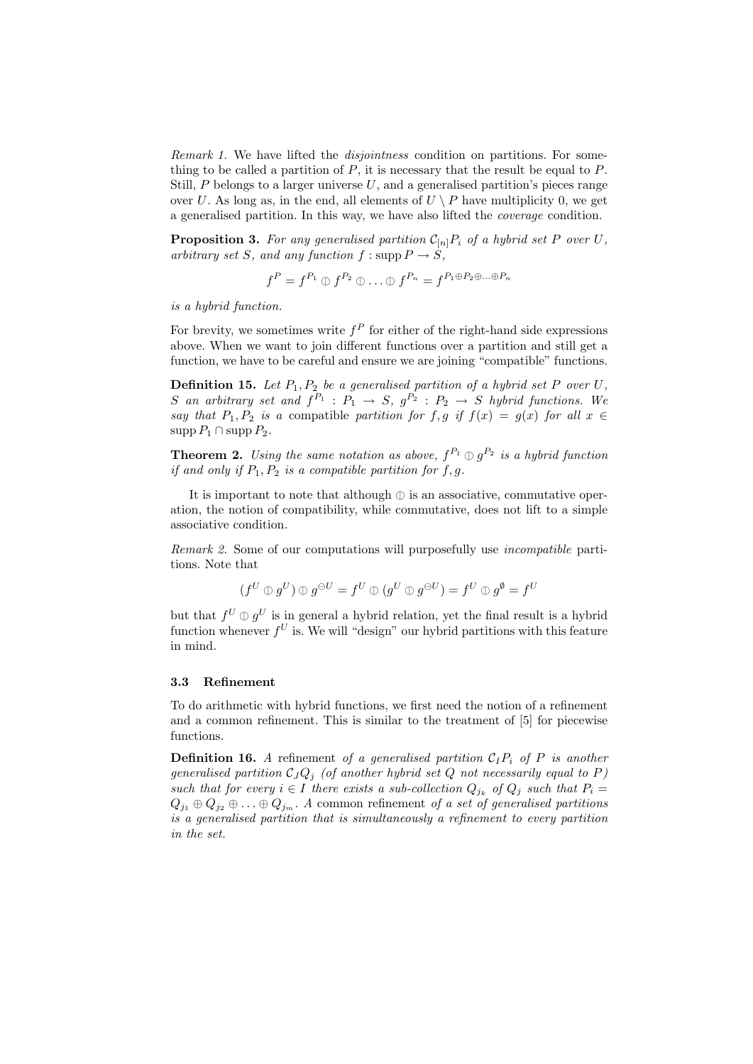*Remark 1.* We have lifted the *disjointness* condition on partitions. For something to be called a partition of $P$, it is necessary that the result be equal to $P$. Still, $P$ belongs to a larger universe $U$, and a generalised partition's pieces range over $U$. As long as, in the end, all elements of $U \setminus P$ have multiplicity 0, we get a generalised partition. In this way, we have also lifted the *coverage* condition.

**Proposition 3.** *For any generalised partition $\mathcal{C}_{[n]}P_i$ of a hybrid set $P$ over $U$, arbitrary set $S$, and any function $f : \operatorname{supp} P \to S$,*

$$f^P = f^{P_1} \oplus f^{P_2} \oplus \ldots \oplus f^{P_n} = f^{P_1 \oplus P_2 \oplus \ldots \oplus P_n}$$

*is a hybrid function.*

For brevity, we sometimes write $f^P$ for either of the right-hand side expressions above. When we want to join different functions over a partition and still get a function, we have to be careful and ensure we are joining "compatible" functions.

**Definition 15.** *Let $P_1, P_2$ be a generalised partition of a hybrid set $P$ over $U$, $S$ an arbitrary set and $f^{P_1} : P_1 \to S$, $g^{P_2} : P_2 \to S$ hybrid functions. We say that $P_1, P_2$ is a* compatible *partition for $f, g$ if $f(x) = g(x)$ for all $x \in \operatorname{supp} P_1 \cap \operatorname{supp} P_2$.*

**Theorem 2.** *Using the same notation as above, $f^{P_1} \oplus g^{P_2}$ is a hybrid function if and only if $P_1, P_2$ is a compatible partition for $f, g$.*

It is important to note that although $\oplus$ is an associative, commutative operation, the notion of compatibility, while commutative, does not lift to a simple associative condition.

*Remark 2.* Some of our computations will purposefully use *incompatible* partitions. Note that

$$(f^U \oplus g^U) \oplus g^{\ominus U} = f^U \oplus (g^U \oplus g^{\ominus U}) = f^U \oplus g^{\emptyset} = f^U$$

but that $f^U \oplus g^U$ is in general a hybrid relation, yet the final result is a hybrid function whenever $f^U$ is. We will "design" our hybrid partitions with this feature in mind.

### 3.3 Refinement

To do arithmetic with hybrid functions, we first need the notion of a refinement and a common refinement. This is similar to the treatment of [5] for piecewise functions.

**Definition 16.** *A* refinement *of a generalised partition $\mathcal{C}_I P_i$ of $P$ is another generalised partition $\mathcal{C}_J Q_j$ (of another hybrid set $Q$ not necessarily equal to $P$) such that for every $i \in I$ there exists a sub-collection $Q_{j_k}$ of $Q_j$ such that $P_i = Q_{j_1} \oplus Q_{j_2} \oplus \ldots \oplus Q_{j_m}$. A* common refinement *of a set of generalised partitions is a generalised partition that is simultaneously a refinement to every partition in the set.*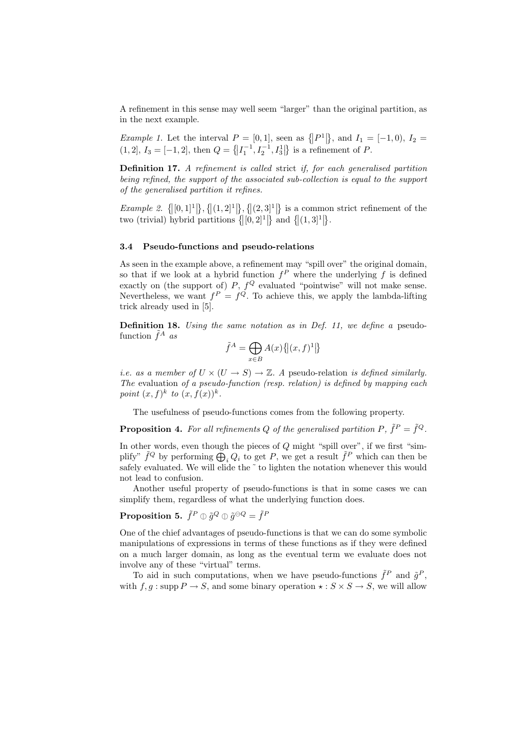A refinement in this sense may well seem "larger" than the original partition, as in the next example.

*Example 1.* Let the interval $P = [0,1]$, seen as $\{\!|P^1|\!\}$, and $I_1 = [-1,0)$, $I_2 = (1,2]$, $I_3 = [-1,2]$, then $Q = \{\!|I_1^{-1}, I_2^{-1}, I_3^1|\!\}$ is a refinement of $P$.

**Definition 17.** *A refinement is called* strict *if, for each generalised partition being refined, the support of the associated sub-collection is equal to the support of the generalised partition it refines.*

*Example 2.* $\{\!|[0,1]^1|\!\}, \{\!|(1,2]^1|\!\}, \{\!|(2,3]^1|\!\}$ is a common strict refinement of the two (trivial) hybrid partitions $\{\!|[0,2]^1|\!\}$ and $\{\!|(1,3]^1|\!\}$.

### 3.4 Pseudo-functions and pseudo-relations

As seen in the example above, a refinement may "spill over" the original domain, so that if we look at a hybrid function $f^P$ where the underlying $f$ is defined exactly on (the support of) $P$, $f^Q$ evaluated "pointwise" will not make sense. Nevertheless, we want $f^P = f^Q$. To achieve this, we apply the lambda-lifting trick already used in [5].

**Definition 18.** *Using the same notation as in Def. 11, we define a* pseudo-function $\tilde{f}^A$ *as*

$$\tilde{f}^A = \bigoplus_{x \in B} A(x)\{\!|(x,f)^1|\!\}$$

*i.e. as a member of $U \times (U \to S) \to \mathbb{Z}$. A* pseudo-relation *is defined similarly. The* evaluation *of a pseudo-function (resp. relation) is defined by mapping each point $(x,f)^k$ to $(x, f(x))^k$.*

The usefulness of pseudo-functions comes from the following property.

**Proposition 4.** *For all refinements $Q$ of the generalised partition $P$, $\tilde{f}^P = \tilde{f}^Q$.*

In other words, even though the pieces of $Q$ might "spill over", if we first "simplify" $\tilde{f}^Q$ by performing $\bigoplus_i Q_i$ to get $P$, we get a result $\tilde{f}^P$ which can then be safely evaluated. We will elide the $\tilde{}$ to lighten the notation whenever this would not lead to confusion.

Another useful property of pseudo-functions is that in some cases we can simplify them, regardless of what the underlying function does.

**Proposition 5.** $\tilde{f}^P \oplus \tilde{g}^Q \oplus \tilde{g}^{\ominus Q} = \tilde{f}^P$

One of the chief advantages of pseudo-functions is that we can do some symbolic manipulations of expressions in terms of these functions as if they were defined on a much larger domain, as long as the eventual term we evaluate does not involve any of these "virtual" terms.

To aid in such computations, when we have pseudo-functions $\tilde{f}^P$ and $\tilde{g}^P$, with $f, g : \operatorname{supp} P \to S$, and some binary operation $\star : S \times S \to S$, we will allow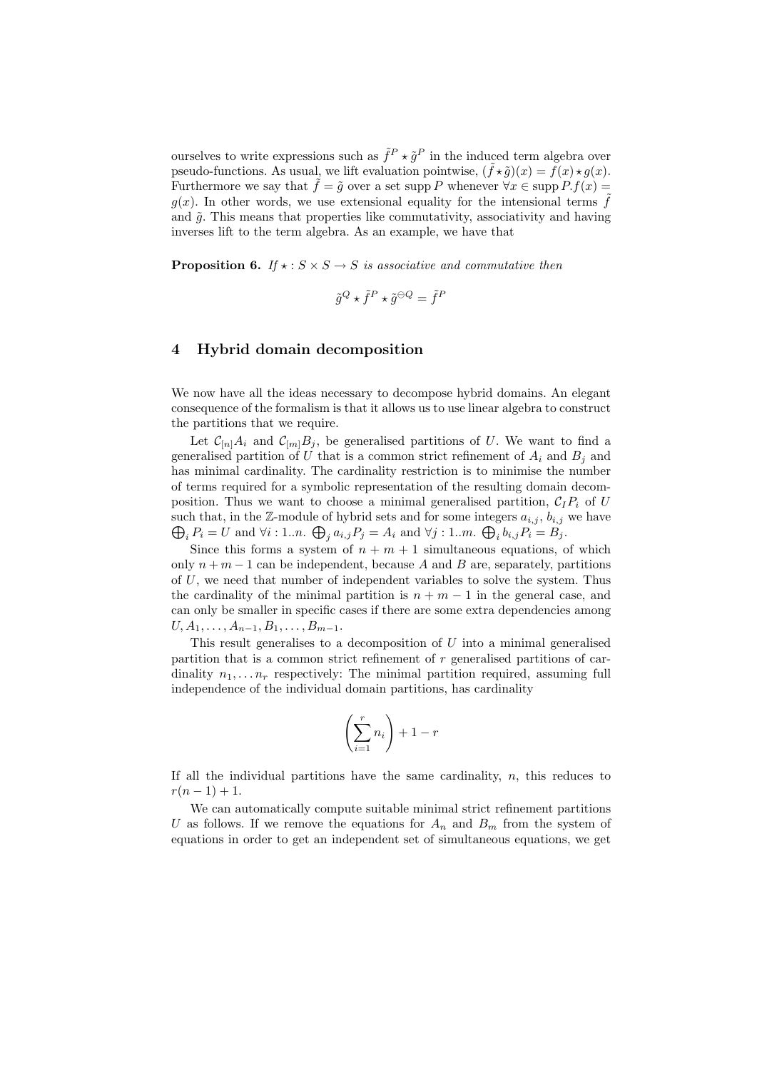ourselves to write expressions such as $\tilde{f}^P \star \tilde{g}^P$ in the induced term algebra over pseudo-functions. As usual, we lift evaluation pointwise, $(\tilde{f} \star \tilde{g})(x) = f(x) \star g(x)$. Furthermore we say that $\tilde{f} = \tilde{g}$ over a set $\operatorname{supp} P$ whenever $\forall x \in \operatorname{supp} P. f(x) = g(x)$. In other words, we use extensional equality for the intensional terms $\tilde{f}$ and $\tilde{g}$. This means that properties like commutativity, associativity and having inverses lift to the term algebra. As an example, we have that

**Proposition 6.** *If $\star : S \times S \to S$ is associative and commutative then*

$$\tilde{g}^Q \star \tilde{f}^P \star \tilde{g}^{\ominus Q} = \tilde{f}^P$$

## 4 Hybrid domain decomposition

We now have all the ideas necessary to decompose hybrid domains. An elegant consequence of the formalism is that it allows us to use linear algebra to construct the partitions that we require.

Let $\mathcal{C}_{[n]} A_i$ and $\mathcal{C}_{[m]} B_j$, be generalised partitions of $U$. We want to find a generalised partition of $U$ that is a common strict refinement of $A_i$ and $B_j$ and has minimal cardinality. The cardinality restriction is to minimise the number of terms required for a symbolic representation of the resulting domain decomposition. Thus we want to choose a minimal generalised partition, $\mathcal{C}_I P_i$ of $U$ such that, in the $\mathbb{Z}$-module of hybrid sets and for some integers $a_{i,j}$, $b_{i,j}$ we have $\bigoplus_i P_i = U$ and $\forall i : 1..n.\ \bigoplus_j a_{i,j} P_j = A_i$ and $\forall j : 1..m.\ \bigoplus_i b_{i,j} P_i = B_j$.

Since this forms a system of $n + m + 1$ simultaneous equations, of which only $n + m - 1$ can be independent, because $A$ and $B$ are, separately, partitions of $U$, we need that number of independent variables to solve the system. Thus the cardinality of the minimal partition is $n + m - 1$ in the general case, and can only be smaller in specific cases if there are some extra dependencies among $U, A_1, \ldots, A_{n-1}, B_1, \ldots, B_{m-1}$.

This result generalises to a decomposition of $U$ into a minimal generalised partition that is a common strict refinement of $r$ generalised partitions of cardinality $n_1, \ldots n_r$ respectively: The minimal partition required, assuming full independence of the individual domain partitions, has cardinality

$$\left(\sum_{i=1}^{r} n_i\right) + 1 - r$$

If all the individual partitions have the same cardinality, $n$, this reduces to $r(n - 1) + 1$.

We can automatically compute suitable minimal strict refinement partitions $U$ as follows. If we remove the equations for $A_n$ and $B_m$ from the system of equations in order to get an independent set of simultaneous equations, we get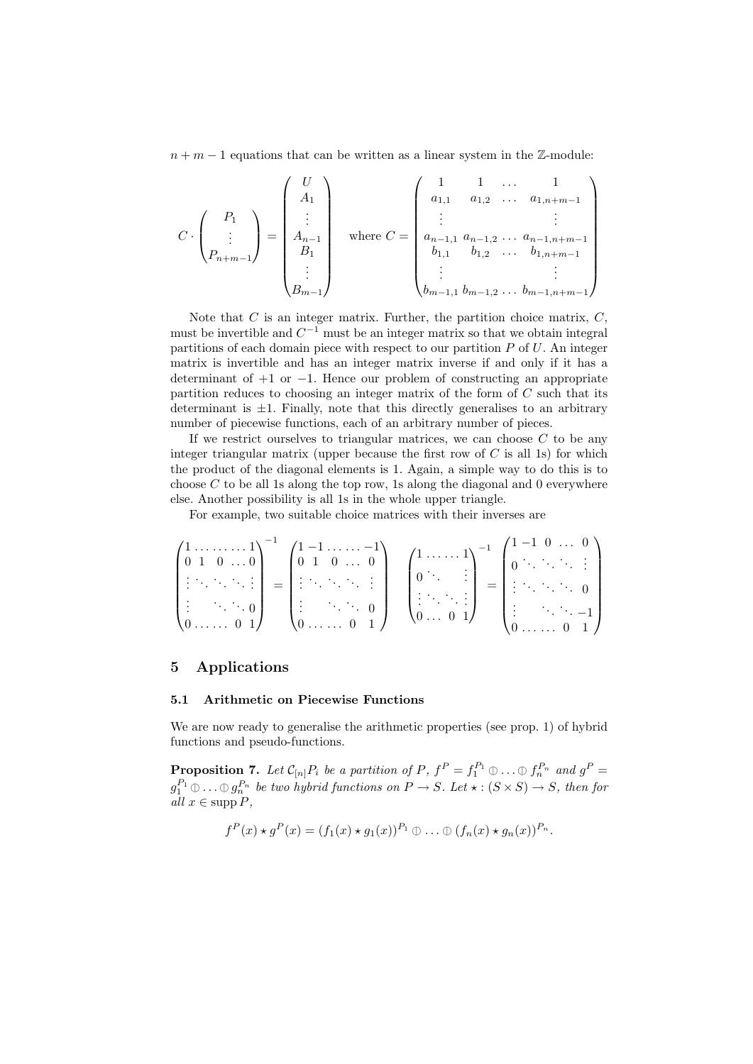$n+m-1$ equations that can be written as a linear system in the $\mathbb{Z}$-module:

$$C \cdot \begin{pmatrix} P_1 \\ \vdots \\ P_{n+m-1} \end{pmatrix} = \begin{pmatrix} U \\ A_1 \\ \vdots \\ A_{n-1} \\ B_1 \\ \vdots \\ B_{m-1} \end{pmatrix} \quad \text{where } C = \begin{pmatrix} 1 & 1 & \ldots & 1 \\ a_{1,1} & a_{1,2} & \ldots & a_{1,n+m-1} \\ \vdots & & & \vdots \\ a_{n-1,1} & a_{n-1,2} & \ldots & a_{n-1,n+m-1} \\ b_{1,1} & b_{1,2} & \ldots & b_{1,n+m-1} \\ \vdots & & & \vdots \\ b_{m-1,1} & b_{m-1,2} & \ldots & b_{m-1,n+m-1} \end{pmatrix}$$

Note that $C$ is an integer matrix. Further, the partition choice matrix, $C$, must be invertible and $C^{-1}$ must be an integer matrix so that we obtain integral partitions of each domain piece with respect to our partition $P$ of $U$. An integer matrix is invertible and has an integer matrix inverse if and only if it has a determinant of $+1$ or $-1$. Hence our problem of constructing an appropriate partition reduces to choosing an integer matrix of the form of $C$ such that its determinant is $\pm 1$. Finally, note that this directly generalises to an arbitrary number of piecewise functions, each of an arbitrary number of pieces.

If we restrict ourselves to triangular matrices, we can choose $C$ to be any integer triangular matrix (upper because the first row of $C$ is all 1s) for which the product of the diagonal elements is 1. Again, a simple way to do this is to choose $C$ to be all 1s along the top row, 1s along the diagonal and 0 everywhere else. Another possibility is all 1s in the whole upper triangle.

For example, two suitable choice matrices with their inverses are

$$\begin{pmatrix} 1 & \ldots & \ldots & \ldots & 1 \\ 0 & 1 & 0 & \ldots & 0 \\ \vdots & \ddots & \ddots & \ddots & \vdots \\ \vdots & & \ddots & \ddots & 0 \\ 0 & \ldots & \ldots & 0 & 1 \end{pmatrix}^{-1} = \begin{pmatrix} 1 & -1 & \ldots & \ldots & -1 \\ 0 & 1 & 0 & \ldots & 0 \\ \vdots & \ddots & \ddots & \ddots & \vdots \\ \vdots & & \ddots & \ddots & 0 \\ 0 & \ldots & \ldots & 0 & 1 \end{pmatrix} \qquad \begin{pmatrix} 1 & \ldots & \ldots & 1 \\ 0 & \ddots & & \vdots \\ \vdots & \ddots & \ddots & \vdots \\ 0 & \ldots & 0 & 1 \end{pmatrix}^{-1} = \begin{pmatrix} 1 & -1 & 0 & \ldots & 0 \\ 0 & \ddots & \ddots & \ddots & \vdots \\ \vdots & \ddots & \ddots & \ddots & 0 \\ \vdots & & \ddots & \ddots & -1 \\ 0 & \ldots & \ldots & 0 & 1 \end{pmatrix}$$

## 5 Applications

### 5.1 Arithmetic on Piecewise Functions

We are now ready to generalise the arithmetic properties (see prop. 1) of hybrid functions and pseudo-functions.

**Proposition 7.** *Let $\mathcal{C}_{[n]}P_i$ be a partition of $P$, $f^P = f_1^{P_1} \oplus \ldots \oplus f_n^{P_n}$ and $g^P = g_1^{P_1} \oplus \ldots \oplus g_n^{P_n}$ be two hybrid functions on $P \to S$. Let $\star : (S \times S) \to S$, then for all $x \in \operatorname{supp} P$,*

$$f^P(x) \star g^P(x) = (f_1(x) \star g_1(x))^{P_1} \oplus \ldots \oplus (f_n(x) \star g_n(x))^{P_n}.$$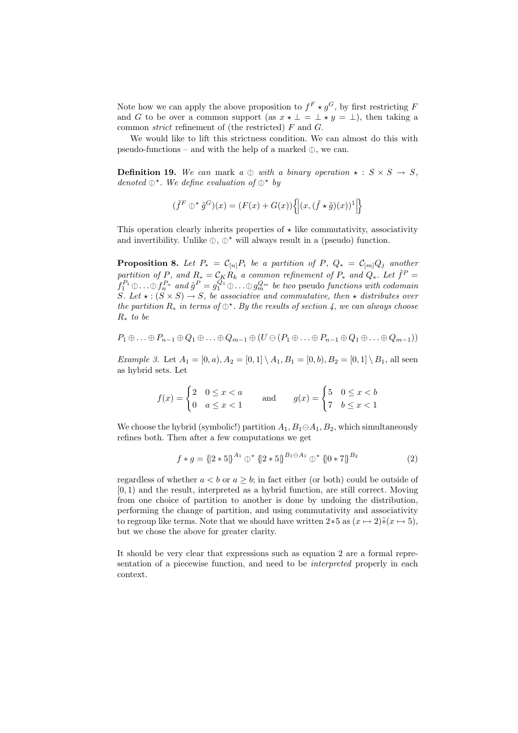Note how we can apply the above proposition to $f^F \star g^G$, by first restricting $F$ and $G$ to be over a common support (as $x \star \bot = \bot \star y = \bot$), then taking a common *strict* refinement of (the restricted) $F$ and $G$.

We would like to lift this strictness condition. We can almost do this with pseudo-functions – and with the help of a marked $\oplus$, we can.

**Definition 19.** *We can* mark *a $\oplus$ with a binary operation $\star : S \times S \to S$, denoted $\oplus^\star$. We define evaluation of $\oplus^\star$ by*

$$(\tilde{f}^F \oplus^\star \tilde{g}^G)(x) = (F(x) + G(x))\left\{\!\!\left|(x, (\tilde{f} \star \tilde{g})(x))^1\right|\!\!\right\}$$

This operation clearly inherits properties of $\star$ like commutativity, associativity and invertibility. Unlike $\oplus$, $\oplus^\star$ will always result in a (pseudo) function.

**Proposition 8.** *Let $P_* = \mathcal{C}_{[n]} P_i$ be a partition of $P$, $Q_* = \mathcal{C}_{[m]} Q_j$ another partition of $P$, and $R_* = \mathcal{C}_K R_k$ a common refinement of $P_*$ and $Q_*$. Let $\tilde{f}^P = f_1^{P_1} \oplus \ldots \oplus f_n^{P_n}$ and $\tilde{g}^P = g_1^{Q_1} \oplus \ldots \oplus g_m^{Q_m}$ be two* pseudo *functions with codomain $S$. Let $\star : (S \times S) \to S$, be associative and commutative, then $\star$ distributes over the partition $R_*$ in terms of $\oplus^\star$. By the results of section 4, we can always choose $R_*$ to be*

$$P_1 \oplus \ldots \oplus P_{n-1} \oplus Q_1 \oplus \ldots \oplus Q_{m-1} \oplus (U \ominus (P_1 \oplus \ldots \oplus P_{n-1} \oplus Q_1 \oplus \ldots \oplus Q_{m-1}))$$

*Example 3.* Let $A_1 = [0, a), A_2 = [0, 1] \setminus A_1, B_1 = [0, b), B_2 = [0, 1] \setminus B_1$, all seen as hybrid sets. Let

$$f(x) = \begin{cases} 2 & 0 \le x < a \\ 0 & a \le x < 1 \end{cases} \qquad \text{and} \qquad g(x) = \begin{cases} 5 & 0 \le x < b \\ 7 & b \le x < 1 \end{cases}$$

We choose the hybrid (symbolic!) partition $A_1, B_1 \ominus A_1, B_2$, which simultaneously refines both. Then after a few computations we get

$$f * g = \{\!|2 * 5|\!\}^{A_1} \oplus^* \{\!|2 * 5|\!\}^{B_1 \ominus A_1} \oplus^* \{\!|0 * 7|\!\}^{B_2} \tag{2}$$

regardless of whether $a < b$ or $a \ge b$; in fact either (or both) could be outside of $[0, 1)$ and the result, interpreted as a hybrid function, are still correct. Moving from one choice of partition to another is done by undoing the distribution, performing the change of partition, and using commutativity and associativity to regroup like terms. Note that we should have written $2*5$ as $(x \mapsto 2)\tilde{*}(x \mapsto 5)$, but we chose the above for greater clarity.

It should be very clear that expressions such as equation 2 are a formal representation of a piecewise function, and need to be *interpreted* properly in each context.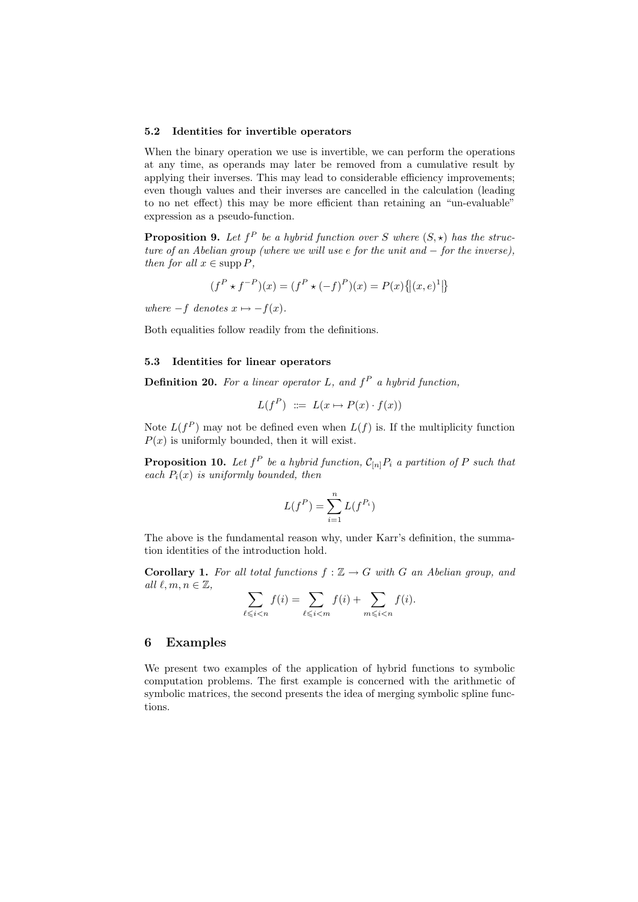### 5.2 Identities for invertible operators

When the binary operation we use is invertible, we can perform the operations at any time, as operands may later be removed from a cumulative result by applying their inverses. This may lead to considerable efficiency improvements; even though values and their inverses are cancelled in the calculation (leading to no net effect) this may be more efficient than retaining an "un-evaluable" expression as a pseudo-function.

**Proposition 9.** *Let $f^P$ be a hybrid function over $S$ where $(S, \star)$ has the structure of an Abelian group (where we will use $e$ for the unit and $-$ for the inverse), then for all $x \in \operatorname{supp} P$,*

$$(f^P \star f^{-P})(x) = (f^P \star (-f)^P)(x) = P(x)\{\!|(x, e)^1|\!\}$$

*where $-f$ denotes $x \mapsto -f(x)$.*

Both equalities follow readily from the definitions.

### 5.3 Identities for linear operators

**Definition 20.** *For a linear operator $L$, and $f^P$ a hybrid function,*

$$L(f^P) \ ::= \ L(x \mapsto P(x) \cdot f(x))$$

Note $L(f^P)$ may not be defined even when $L(f)$ is. If the multiplicity function $P(x)$ is uniformly bounded, then it will exist.

**Proposition 10.** *Let $f^P$ be a hybrid function, $\mathcal{C}_{[n]} P_i$ a partition of $P$ such that each $P_i(x)$ is uniformly bounded, then*

$$L(f^P) = \sum_{i=1}^{n} L(f^{P_i})$$

The above is the fundamental reason why, under Karr's definition, the summation identities of the introduction hold.

**Corollary 1.** *For all total functions $f : \mathbb{Z} \to G$ with $G$ an Abelian group, and all $\ell, m, n \in \mathbb{Z}$,*

$$\sum_{\ell \leqslant i < n} f(i) = \sum_{\ell \leqslant i < m} f(i) + \sum_{m \leqslant i < n} f(i).$$

## 6 Examples

We present two examples of the application of hybrid functions to symbolic computation problems. The first example is concerned with the arithmetic of symbolic matrices, the second presents the idea of merging symbolic spline functions.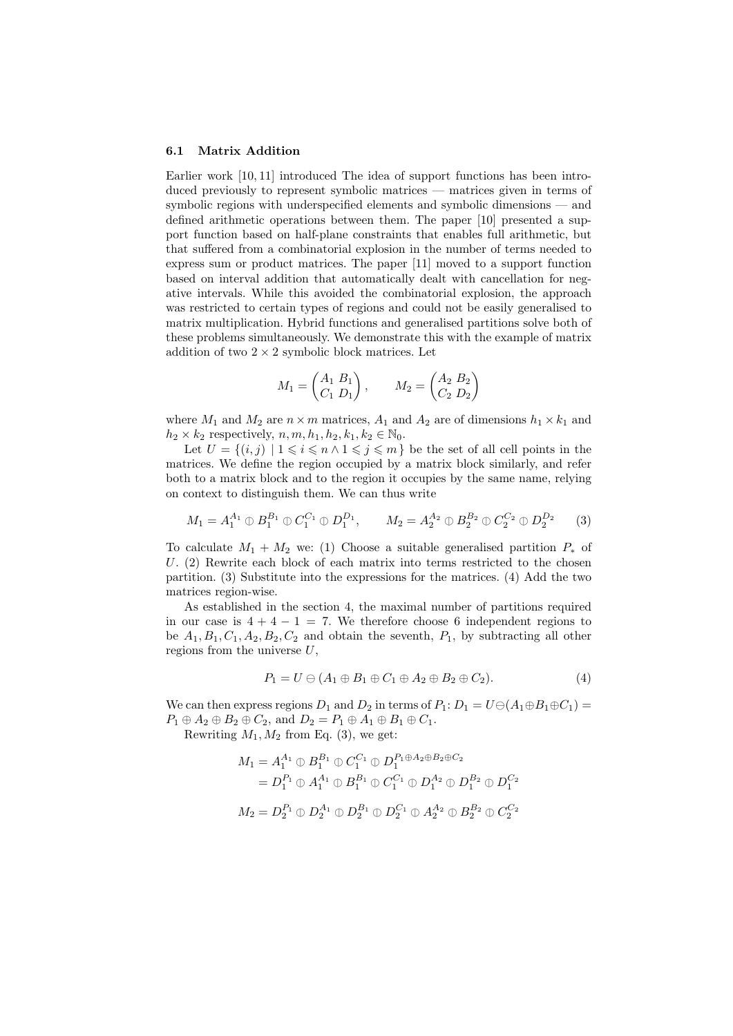### 6.1 Matrix Addition

Earlier work [10, 11] introduced The idea of support functions has been introduced previously to represent symbolic matrices — matrices given in terms of symbolic regions with underspecified elements and symbolic dimensions — and defined arithmetic operations between them. The paper [10] presented a support function based on half-plane constraints that enables full arithmetic, but that suffered from a combinatorial explosion in the number of terms needed to express sum or product matrices. The paper [11] moved to a support function based on interval addition that automatically dealt with cancellation for negative intervals. While this avoided the combinatorial explosion, the approach was restricted to certain types of regions and could not be easily generalised to matrix multiplication. Hybrid functions and generalised partitions solve both of these problems simultaneously. We demonstrate this with the example of matrix addition of two $2 \times 2$ symbolic block matrices. Let

$$M_1 = \begin{pmatrix} A_1 & B_1 \\ C_1 & D_1 \end{pmatrix}, \qquad M_2 = \begin{pmatrix} A_2 & B_2 \\ C_2 & D_2 \end{pmatrix}$$

where $M_1$ and $M_2$ are $n \times m$ matrices, $A_1$ and $A_2$ are of dimensions $h_1 \times k_1$ and $h_2 \times k_2$ respectively, $n, m, h_1, h_2, k_1, k_2 \in \mathbb{N}_0$.

Let $U = \{(i, j) \mid 1 \leqslant i \leqslant n \wedge 1 \leqslant j \leqslant m\}$ be the set of all cell points in the matrices. We define the region occupied by a matrix block similarly, and refer both to a matrix block and to the region it occupies by the same name, relying on context to distinguish them. We can thus write

$$M_1 = A_1^{A_1} \oplus B_1^{B_1} \oplus C_1^{C_1} \oplus D_1^{D_1}, \qquad M_2 = A_2^{A_2} \oplus B_2^{B_2} \oplus C_2^{C_2} \oplus D_2^{D_2} \tag{3}$$

To calculate $M_1 + M_2$ we: (1) Choose a suitable generalised partition $P_*$ of $U$. (2) Rewrite each block of each matrix into terms restricted to the chosen partition. (3) Substitute into the expressions for the matrices. (4) Add the two matrices region-wise.

As established in the section 4, the maximal number of partitions required in our case is $4 + 4 - 1 = 7$. We therefore choose 6 independent regions to be $A_1, B_1, C_1, A_2, B_2, C_2$ and obtain the seventh, $P_1$, by subtracting all other regions from the universe $U$,

$$P_1 = U \ominus (A_1 \oplus B_1 \oplus C_1 \oplus A_2 \oplus B_2 \oplus C_2). \tag{4}$$

We can then express regions $D_1$ and $D_2$ in terms of $P_1$: $D_1 = U \ominus (A_1 \oplus B_1 \oplus C_1) = P_1 \oplus A_2 \oplus B_2 \oplus C_2$, and $D_2 = P_1 \oplus A_1 \oplus B_1 \oplus C_1$.

Rewriting $M_1, M_2$ from Eq. (3), we get:

$$\begin{aligned} M_1 &= A_1^{A_1} \oplus B_1^{B_1} \oplus C_1^{C_1} \oplus D_1^{P_1 \oplus A_2 \oplus B_2 \oplus C_2} \\ &= D_1^{P_1} \oplus A_1^{A_1} \oplus B_1^{B_1} \oplus C_1^{C_1} \oplus D_1^{A_2} \oplus D_1^{B_2} \oplus D_1^{C_2} \end{aligned}$$

$$M_2 = D_2^{P_1} \oplus D_2^{A_1} \oplus D_2^{B_1} \oplus D_2^{C_1} \oplus A_2^{A_2} \oplus B_2^{B_2} \oplus C_2^{C_2}$$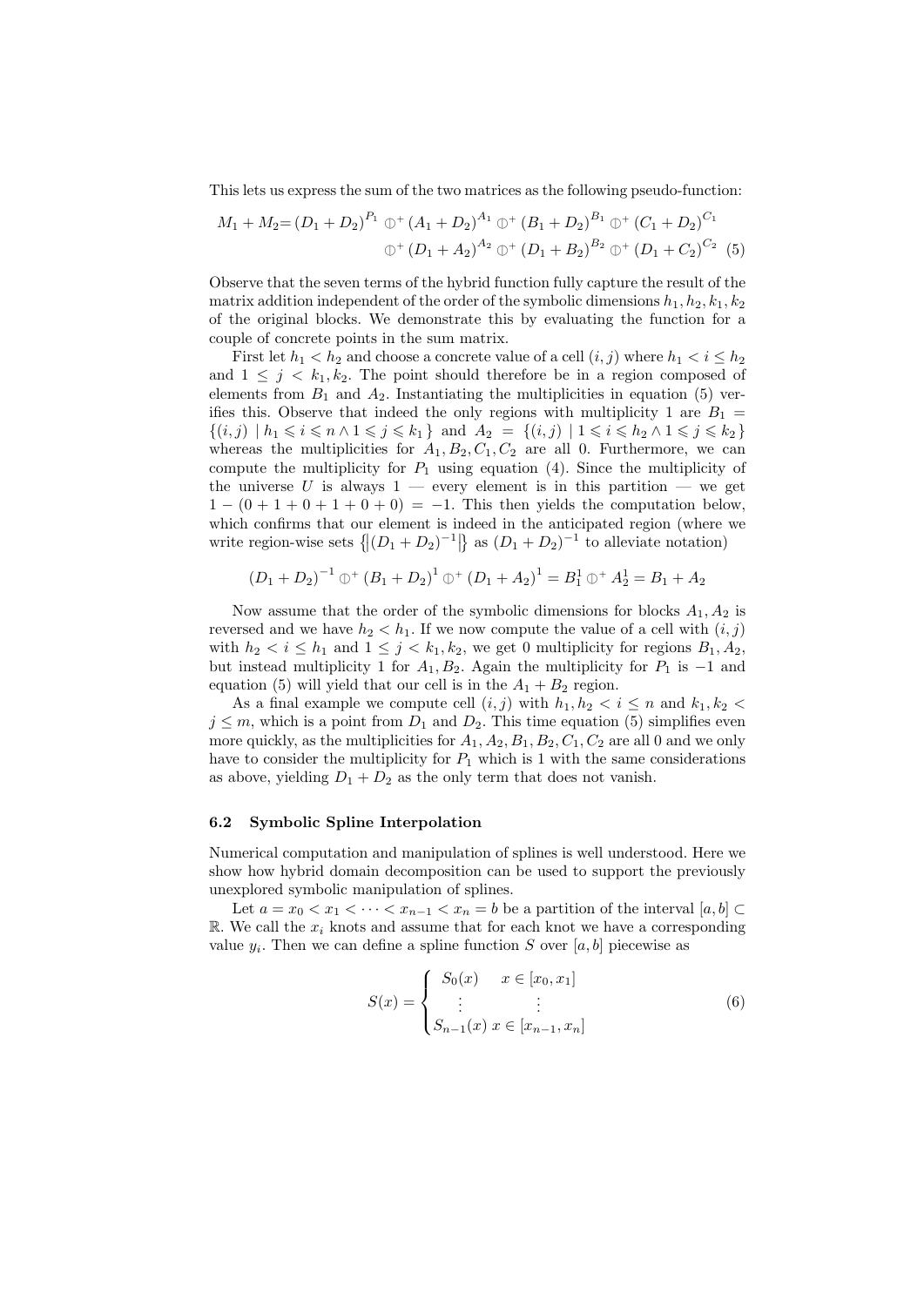This lets us express the sum of the two matrices as the following pseudo-function:

$$
\begin{aligned}
M_1 + M_2 = (D_1 + D_2)^{P_1} \oplus^+ (A_1 + D_2)^{A_1} \oplus^+ (B_1 + D_2)^{B_1} \oplus^+ (C_1 + D_2)^{C_1} \\
\oplus^+ (D_1 + A_2)^{A_2} \oplus^+ (D_1 + B_2)^{B_2} \oplus^+ (D_1 + C_2)^{C_2} \quad (5)
\end{aligned}
$$

Observe that the seven terms of the hybrid function fully capture the result of the matrix addition independent of the order of the symbolic dimensions $h_1, h_2, k_1, k_2$ of the original blocks. We demonstrate this by evaluating the function for a couple of concrete points in the sum matrix.

First let $h_1 < h_2$ and choose a concrete value of a cell $(i, j)$ where $h_1 < i \leq h_2$ and $1 \leq j < k_1, k_2$. The point should therefore be in a region composed of elements from $B_1$ and $A_2$. Instantiating the multiplicities in equation (5) verifies this. Observe that indeed the only regions with multiplicity 1 are $B_1 = \{(i, j) \mid h_1 \leqslant i \leqslant n \wedge 1 \leqslant j \leqslant k_1\}$ and $A_2 = \{(i, j) \mid 1 \leqslant i \leqslant h_2 \wedge 1 \leqslant j \leqslant k_2\}$ whereas the multiplicities for $A_1, B_2, C_1, C_2$ are all 0. Furthermore, we can compute the multiplicity for $P_1$ using equation (4). Since the multiplicity of the universe $U$ is always 1 — every element is in this partition — we get $1 - (0 + 1 + 0 + 1 + 0 + 0) = -1$. This then yields the computation below, which confirms that our element is indeed in the anticipated region (where we write region-wise sets $\{\!|(D_1 + D_2)^{-1}|\!\}$ as $(D_1 + D_2)^{-1}$ to alleviate notation)

$$
(D_1 + D_2)^{-1} \oplus^+ (B_1 + D_2)^1 \oplus^+ (D_1 + A_2)^1 = B_1^1 \oplus^+ A_2^1 = B_1 + A_2
$$

Now assume that the order of the symbolic dimensions for blocks $A_1, A_2$ is reversed and we have $h_2 < h_1$. If we now compute the value of a cell with $(i, j)$ with $h_2 < i \leq h_1$ and $1 \leq j < k_1, k_2$, we get 0 multiplicity for regions $B_1, A_2$, but instead multiplicity 1 for $A_1, B_2$. Again the multiplicity for $P_1$ is $-1$ and equation (5) will yield that our cell is in the $A_1 + B_2$ region.

As a final example we compute cell $(i, j)$ with $h_1, h_2 < i \leq n$ and $k_1, k_2 < j \leq m$, which is a point from $D_1$ and $D_2$. This time equation (5) simplifies even more quickly, as the multiplicities for $A_1, A_2, B_1, B_2, C_1, C_2$ are all 0 and we only have to consider the multiplicity for $P_1$ which is 1 with the same considerations as above, yielding $D_1 + D_2$ as the only term that does not vanish.

### 6.2 Symbolic Spline Interpolation

Numerical computation and manipulation of splines is well understood. Here we show how hybrid domain decomposition can be used to support the previously unexplored symbolic manipulation of splines.

Let $a = x_0 < x_1 < \cdots < x_{n-1} < x_n = b$ be a partition of the interval $[a, b] \subset \mathbb{R}$. We call the $x_i$ knots and assume that for each knot we have a corresponding value $y_i$. Then we can define a spline function $S$ over $[a, b]$ piecewise as

$$
S(x) = \begin{cases} S_0(x) & x \in [x_0, x_1] \\ \vdots & \vdots \\ S_{n-1}(x) & x \in [x_{n-1}, x_n] \end{cases} \quad (6)
$$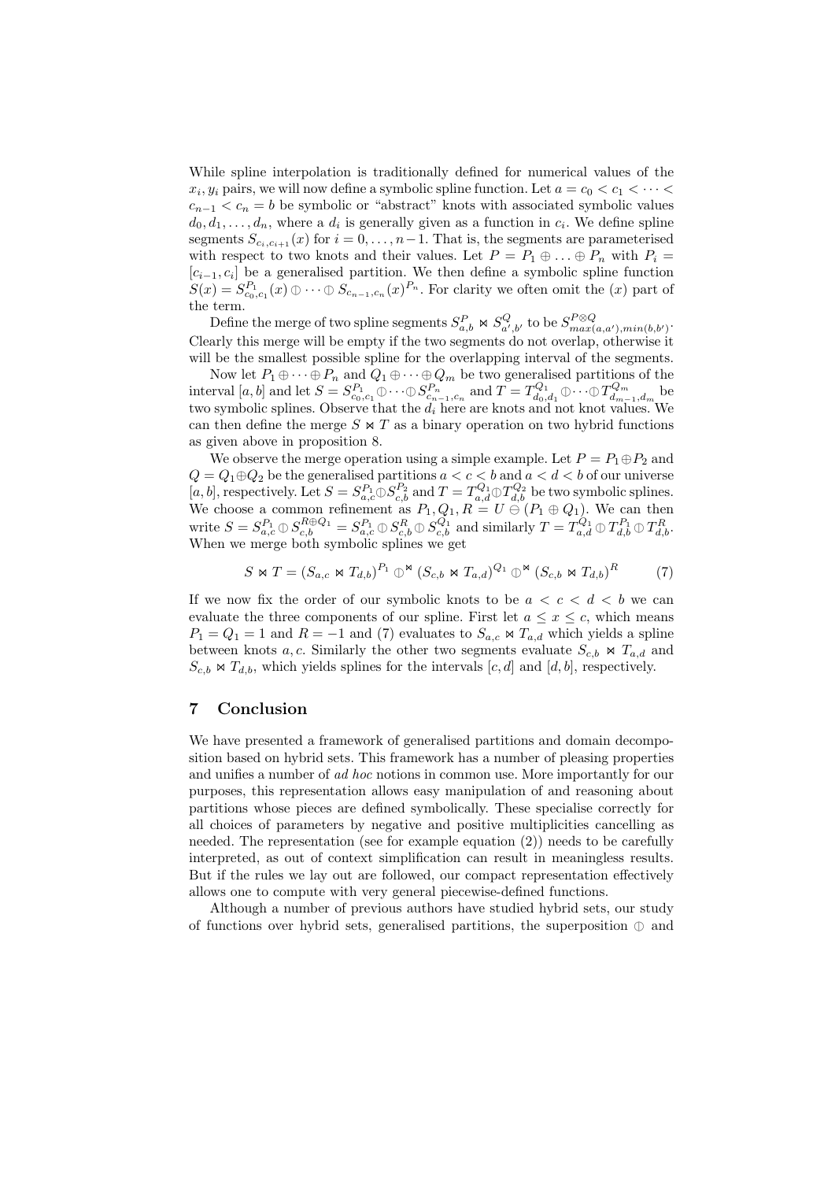While spline interpolation is traditionally defined for numerical values of the $x_i, y_i$ pairs, we will now define a symbolic spline function. Let $a = c_0 < c_1 < \cdots < c_{n-1} < c_n = b$ be symbolic or "abstract" knots with associated symbolic values $d_0, d_1, \ldots, d_n$, where a $d_i$ is generally given as a function in $c_i$. We define spline segments $S_{c_i,c_{i+1}}(x)$ for $i = 0, \ldots, n-1$. That is, the segments are parameterised with respect to two knots and their values. Let $P = P_1 \oplus \ldots \oplus P_n$ with $P_i = [c_{i-1}, c_i]$ be a generalised partition. We then define a symbolic spline function $S(x) = S_{c_0,c_1}^{P_1}(x) \oplus \cdots \oplus S_{c_{n-1},c_n}(x)^{P_n}$. For clarity we often omit the $(x)$ part of the term.

Define the merge of two spline segments $S_{a,b}^{P} \bowtie S_{a',b'}^{Q}$ to be $S_{max(a,a'),min(b,b')}^{P \otimes Q}$. Clearly this merge will be empty if the two segments do not overlap, otherwise it will be the smallest possible spline for the overlapping interval of the segments.

Now let $P_1 \oplus \cdots \oplus P_n$ and $Q_1 \oplus \cdots \oplus Q_m$ be two generalised partitions of the interval $[a, b]$ and let $S = S_{c_0,c_1}^{P_1} \oplus \cdots \oplus S_{c_{n-1},c_n}^{P_n}$ and $T = T_{d_0,d_1}^{Q_1} \oplus \cdots \oplus T_{d_{m-1},d_m}^{Q_m}$ be two symbolic splines. Observe that the $d_i$ here are knots and not knot values. We can then define the merge $S \bowtie T$ as a binary operation on two hybrid functions as given above in proposition 8.

We observe the merge operation using a simple example. Let $P = P_1 \oplus P_2$ and $Q = Q_1 \oplus Q_2$ be the generalised partitions $a < c < b$ and $a < d < b$ of our universe $[a, b]$, respectively. Let $S = S_{a,c}^{P_1} \oplus S_{c,b}^{P_2}$ and $T = T_{a,d}^{Q_1} \oplus T_{d,b}^{Q_2}$ be two symbolic splines. We choose a common refinement as $P_1, Q_1, R = U \ominus (P_1 \oplus Q_1)$. We can then write $S = S_{a,c}^{P_1} \oplus S_{c,b}^{R \oplus Q_1} = S_{a,c}^{P_1} \oplus S_{c,b}^{R} \oplus S_{c,b}^{Q_1}$ and similarly $T = T_{a,d}^{Q_1} \oplus T_{d,b}^{P_1} \oplus T_{d,b}^{R}$. When we merge both symbolic splines we get

$$S \bowtie T = (S_{a,c} \bowtie T_{d,b})^{P_1} \oplus^{\bowtie} (S_{c,b} \bowtie T_{a,d})^{Q_1} \oplus^{\bowtie} (S_{c,b} \bowtie T_{d,b})^{R} \tag{7}$$

If we now fix the order of our symbolic knots to be $a < c < d < b$ we can evaluate the three components of our spline. First let $a \leq x \leq c$, which means $P_1 = Q_1 = 1$ and $R = -1$ and (7) evaluates to $S_{a,c} \bowtie T_{a,d}$ which yields a spline between knots $a, c$. Similarly the other two segments evaluate $S_{c,b} \bowtie T_{a,d}$ and $S_{c,b} \bowtie T_{d,b}$, which yields splines for the intervals $[c, d]$ and $[d, b]$, respectively.

## 7 Conclusion

We have presented a framework of generalised partitions and domain decomposition based on hybrid sets. This framework has a number of pleasing properties and unifies a number of *ad hoc* notions in common use. More importantly for our purposes, this representation allows easy manipulation of and reasoning about partitions whose pieces are defined symbolically. These specialise correctly for all choices of parameters by negative and positive multiplicities cancelling as needed. The representation (see for example equation (2)) needs to be carefully interpreted, as out of context simplification can result in meaningless results. But if the rules we lay out are followed, our compact representation effectively allows one to compute with very general piecewise-defined functions.

Although a number of previous authors have studied hybrid sets, our study of functions over hybrid sets, generalised partitions, the superposition $\oplus$ and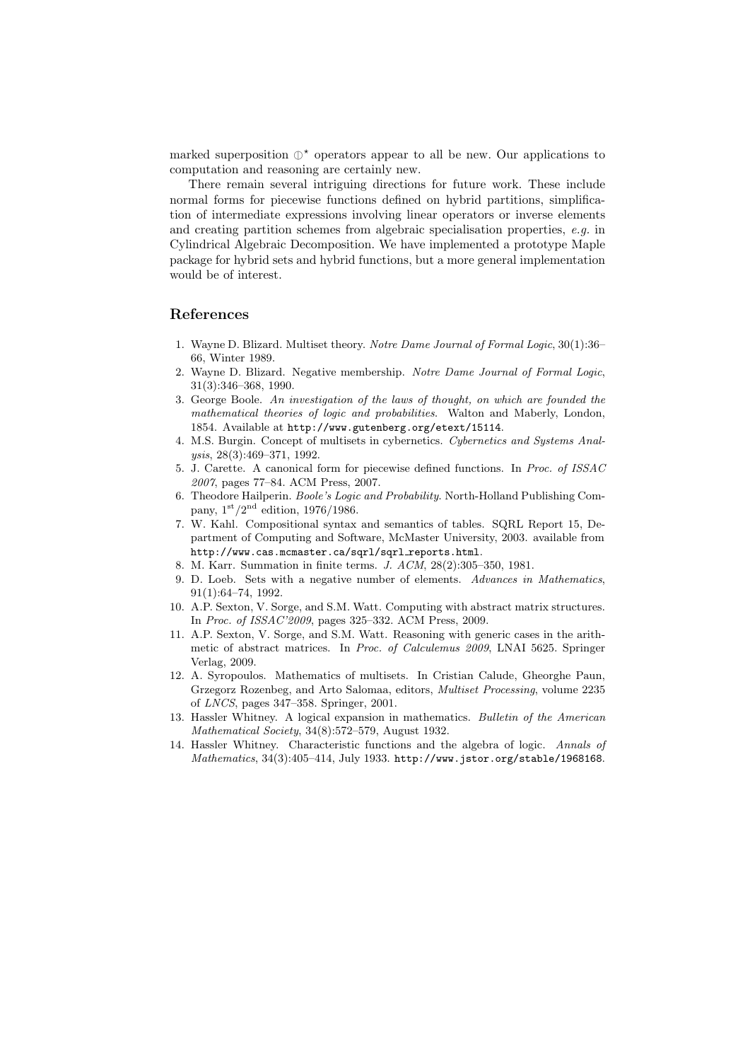marked superposition $\oplus^\star$ operators appear to all be new. Our applications to computation and reasoning are certainly new.

There remain several intriguing directions for future work. These include normal forms for piecewise functions defined on hybrid partitions, simplification of intermediate expressions involving linear operators or inverse elements and creating partition schemes from algebraic specialisation properties, *e.g.* in Cylindrical Algebraic Decomposition. We have implemented a prototype Maple package for hybrid sets and hybrid functions, but a more general implementation would be of interest.

## References

1. Wayne D. Blizard. Multiset theory. *Notre Dame Journal of Formal Logic*, 30(1):36–66, Winter 1989.
2. Wayne D. Blizard. Negative membership. *Notre Dame Journal of Formal Logic*, 31(3):346–368, 1990.
3. George Boole. *An investigation of the laws of thought, on which are founded the mathematical theories of logic and probabilities.* Walton and Maberly, London, 1854. Available at http://www.gutenberg.org/etext/15114.
4. M.S. Burgin. Concept of multisets in cybernetics. *Cybernetics and Systems Analysis*, 28(3):469–371, 1992.
5. J. Carette. A canonical form for piecewise defined functions. In *Proc. of ISSAC 2007*, pages 77–84. ACM Press, 2007.
6. Theodore Hailperin. *Boole's Logic and Probability*. North-Holland Publishing Company, $1^{\text{st}}/2^{\text{nd}}$ edition, 1976/1986.
7. W. Kahl. Compositional syntax and semantics of tables. SQRL Report 15, Department of Computing and Software, McMaster University, 2003. available from http://www.cas.mcmaster.ca/sqrl/sqrl_reports.html.
8. M. Karr. Summation in finite terms. *J. ACM*, 28(2):305–350, 1981.
9. D. Loeb. Sets with a negative number of elements. *Advances in Mathematics*, 91(1):64–74, 1992.
10. A.P. Sexton, V. Sorge, and S.M. Watt. Computing with abstract matrix structures. In *Proc. of ISSAC'2009*, pages 325–332. ACM Press, 2009.
11. A.P. Sexton, V. Sorge, and S.M. Watt. Reasoning with generic cases in the arithmetic of abstract matrices. In *Proc. of Calculemus 2009*, LNAI 5625. Springer Verlag, 2009.
12. A. Syropoulos. Mathematics of multisets. In Cristian Calude, Gheorghe Paun, Grzegorz Rozenbeg, and Arto Salomaa, editors, *Multiset Processing*, volume 2235 of *LNCS*, pages 347–358. Springer, 2001.
13. Hassler Whitney. A logical expansion in mathematics. *Bulletin of the American Mathematical Society*, 34(8):572–579, August 1932.
14. Hassler Whitney. Characteristic functions and the algebra of logic. *Annals of Mathematics*, 34(3):405–414, July 1933. http://www.jstor.org/stable/1968168.